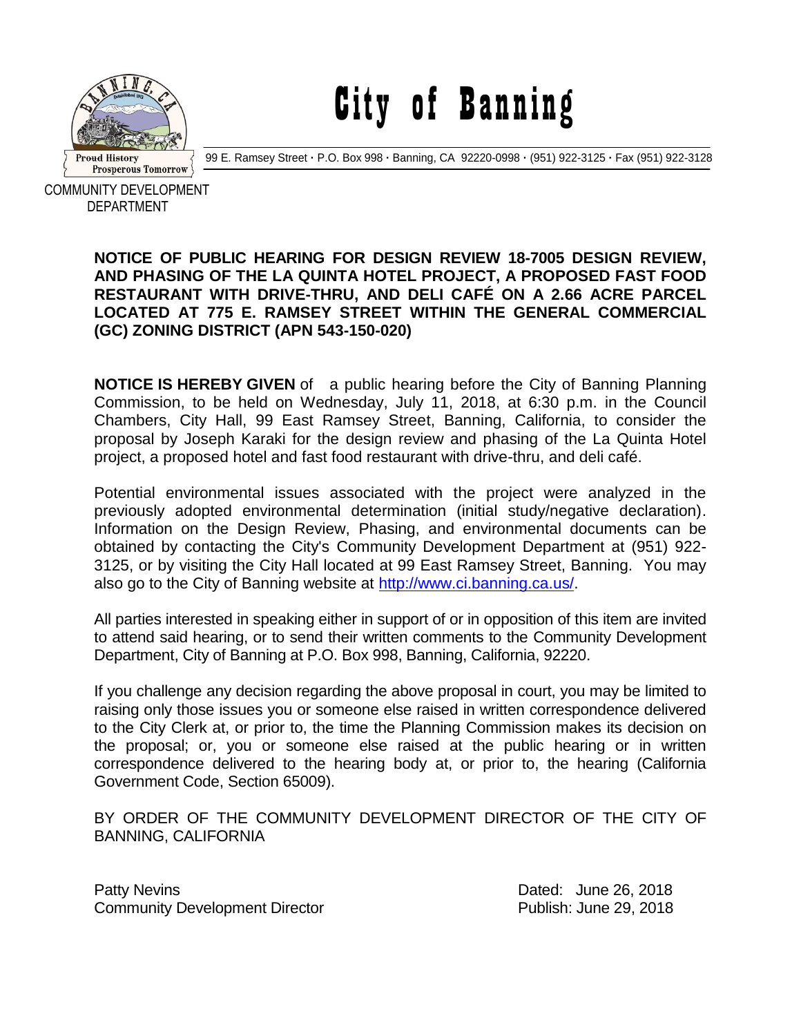# City of Banning

Proud History
Prosperous Tomorrow

99 E. Ramsey Street · P.O. Box 998 · Banning, CA 92220-0998 · (951) 922-3125 · Fax (951) 922-3128

COMMUNITY DEVELOPMENT DEPARTMENT

**NOTICE OF PUBLIC HEARING FOR DESIGN REVIEW 18-7005 DESIGN REVIEW, AND PHASING OF THE LA QUINTA HOTEL PROJECT, A PROPOSED FAST FOOD RESTAURANT WITH DRIVE-THRU, AND DELI CAFÉ ON A 2.66 ACRE PARCEL LOCATED AT 775 E. RAMSEY STREET WITHIN THE GENERAL COMMERCIAL (GC) ZONING DISTRICT (APN 543-150-020)**

**NOTICE IS HEREBY GIVEN** of a public hearing before the City of Banning Planning Commission, to be held on Wednesday, July 11, 2018, at 6:30 p.m. in the Council Chambers, City Hall, 99 East Ramsey Street, Banning, California, to consider the proposal by Joseph Karaki for the design review and phasing of the La Quinta Hotel project, a proposed hotel and fast food restaurant with drive-thru, and deli café.

Potential environmental issues associated with the project were analyzed in the previously adopted environmental determination (initial study/negative declaration). Information on the Design Review, Phasing, and environmental documents can be obtained by contacting the City's Community Development Department at (951) 922-3125, or by visiting the City Hall located at 99 East Ramsey Street, Banning. You may also go to the City of Banning website at http://www.ci.banning.ca.us/.

All parties interested in speaking either in support of or in opposition of this item are invited to attend said hearing, or to send their written comments to the Community Development Department, City of Banning at P.O. Box 998, Banning, California, 92220.

If you challenge any decision regarding the above proposal in court, you may be limited to raising only those issues you or someone else raised in written correspondence delivered to the City Clerk at, or prior to, the time the Planning Commission makes its decision on the proposal; or, you or someone else raised at the public hearing or in written correspondence delivered to the hearing body at, or prior to, the hearing (California Government Code, Section 65009).

BY ORDER OF THE COMMUNITY DEVELOPMENT DIRECTOR OF THE CITY OF BANNING, CALIFORNIA

Patty Nevins
Community Development Director

Dated: June 26, 2018
Publish: June 29, 2018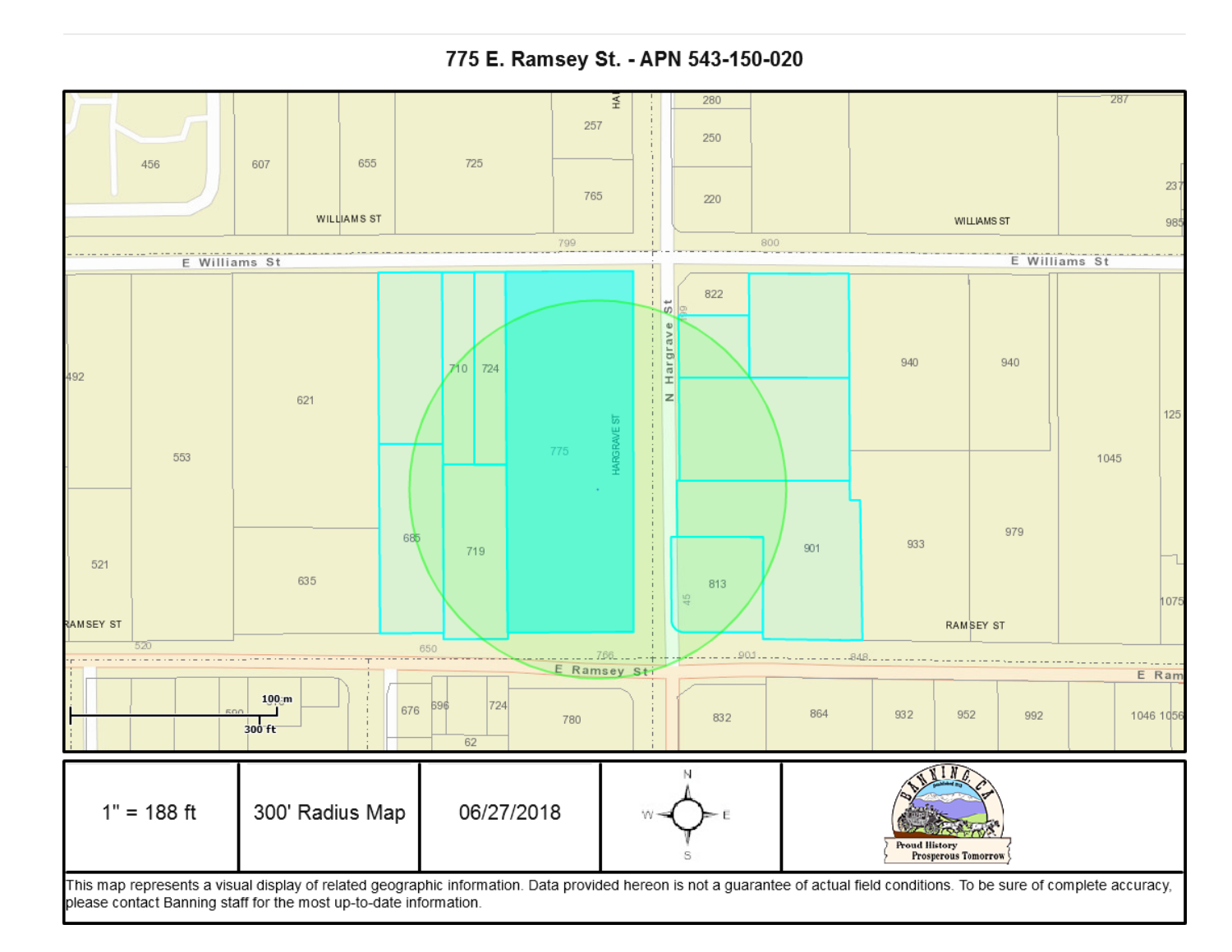# 775 E. Ramsey St. - APN 543-150-020

E Williams St

N Hargrave St

E Ramsey St

100 m

300 ft

| | | | | |
|---|---|---|---|---|
| 1" = 188 ft | 300' Radius Map | 06/27/2018 | N W E S | Proud History Prosperous Tomorrow |

This map represents a visual display of related geographic information. Data provided hereon is not a guarantee of actual field conditions. To be sure of complete accuracy, please contact Banning staff for the most up-to-date information.